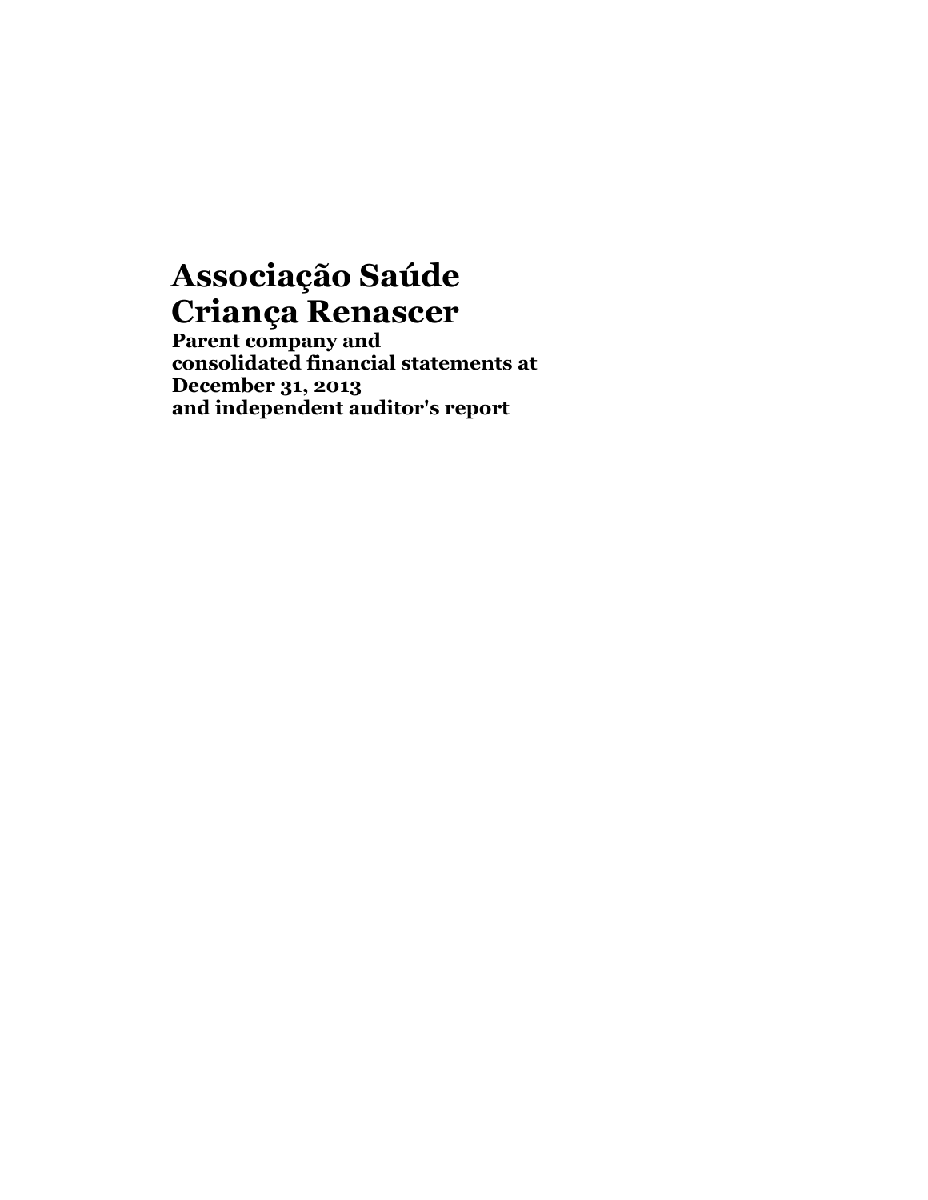# Associação Saúde Criança Renascer

**Parent company and consolidated financial statements at December 31, 2013 and independent auditor's report**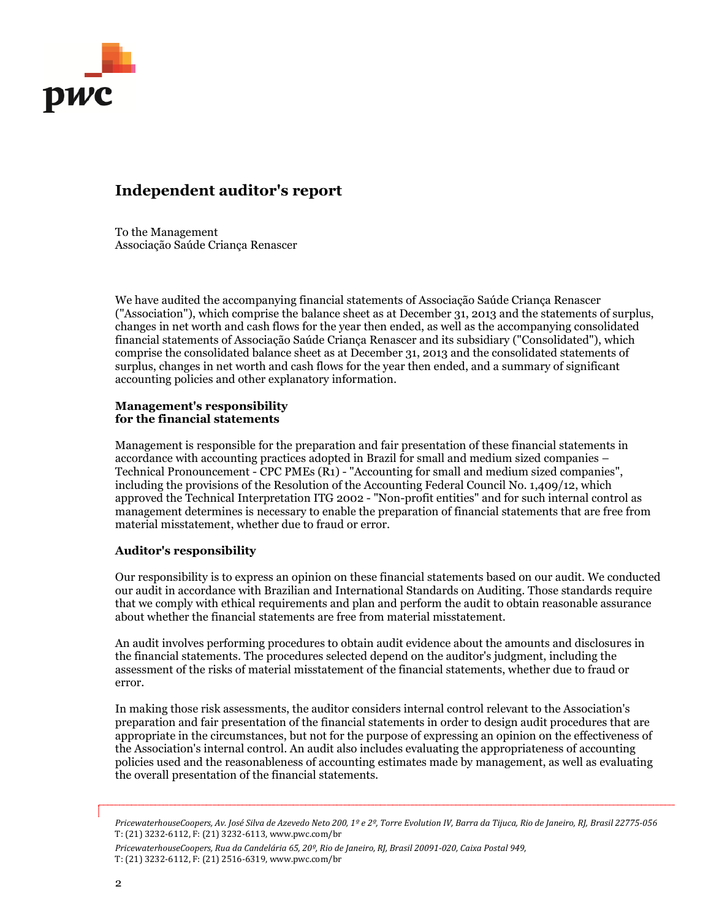# Independent auditor's report

To the Management
Associação Saúde Criança Renascer

We have audited the accompanying financial statements of Associação Saúde Criança Renascer ("Association"), which comprise the balance sheet as at December 31, 2013 and the statements of surplus, changes in net worth and cash flows for the year then ended, as well as the accompanying consolidated financial statements of Associação Saúde Criança Renascer and its subsidiary ("Consolidated"), which comprise the consolidated balance sheet as at December 31, 2013 and the consolidated statements of surplus, changes in net worth and cash flows for the year then ended, and a summary of significant accounting policies and other explanatory information.

### Management's responsibility for the financial statements

Management is responsible for the preparation and fair presentation of these financial statements in accordance with accounting practices adopted in Brazil for small and medium sized companies – Technical Pronouncement - CPC PMEs (R1) - "Accounting for small and medium sized companies", including the provisions of the Resolution of the Accounting Federal Council No. 1,409/12, which approved the Technical Interpretation ITG 2002 - "Non-profit entities" and for such internal control as management determines is necessary to enable the preparation of financial statements that are free from material misstatement, whether due to fraud or error.

### Auditor's responsibility

Our responsibility is to express an opinion on these financial statements based on our audit. We conducted our audit in accordance with Brazilian and International Standards on Auditing. Those standards require that we comply with ethical requirements and plan and perform the audit to obtain reasonable assurance about whether the financial statements are free from material misstatement.

An audit involves performing procedures to obtain audit evidence about the amounts and disclosures in the financial statements. The procedures selected depend on the auditor's judgment, including the assessment of the risks of material misstatement of the financial statements, whether due to fraud or error.

In making those risk assessments, the auditor considers internal control relevant to the Association's preparation and fair presentation of the financial statements in order to design audit procedures that are appropriate in the circumstances, but not for the purpose of expressing an opinion on the effectiveness of the Association's internal control. An audit also includes evaluating the appropriateness of accounting policies used and the reasonableness of accounting estimates made by management, as well as evaluating the overall presentation of the financial statements.

*PricewaterhouseCoopers, Av. José Silva de Azevedo Neto 200, 1º e 2º, Torre Evolution IV, Barra da Tijuca, Rio de Janeiro, RJ, Brasil 22775-056*
T: (21) 3232-6112, F: (21) 3232-6113, www.pwc.com/br

*PricewaterhouseCoopers, Rua da Candelária 65, 20º, Rio de Janeiro, RJ, Brasil 20091-020, Caixa Postal 949,*
T: (21) 3232-6112, F: (21) 2516-6319, www.pwc.com/br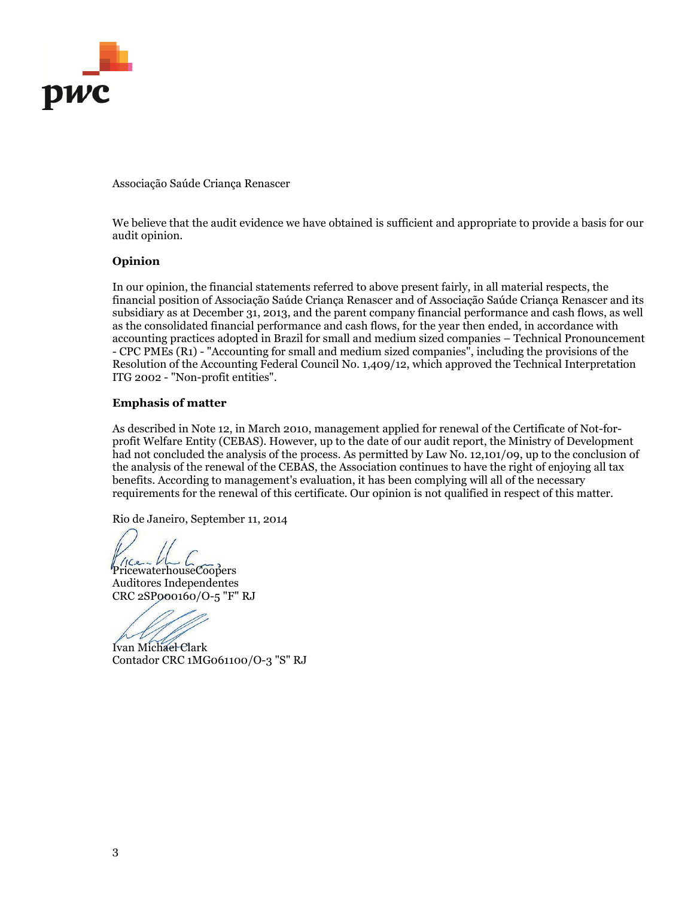Associação Saúde Criança Renascer

We believe that the audit evidence we have obtained is sufficient and appropriate to provide a basis for our audit opinion.

**Opinion**

In our opinion, the financial statements referred to above present fairly, in all material respects, the financial position of Associação Saúde Criança Renascer and of Associação Saúde Criança Renascer and its subsidiary as at December 31, 2013, and the parent company financial performance and cash flows, as well as the consolidated financial performance and cash flows, for the year then ended, in accordance with accounting practices adopted in Brazil for small and medium sized companies – Technical Pronouncement - CPC PMEs (R1) - "Accounting for small and medium sized companies", including the provisions of the Resolution of the Accounting Federal Council No. 1,409/12, which approved the Technical Interpretation ITG 2002 - "Non-profit entities".

**Emphasis of matter**

As described in Note 12, in March 2010, management applied for renewal of the Certificate of Not-for-profit Welfare Entity (CEBAS). However, up to the date of our audit report, the Ministry of Development had not concluded the analysis of the process. As permitted by Law No. 12,101/09, up to the conclusion of the analysis of the renewal of the CEBAS, the Association continues to have the right of enjoying all tax benefits. According to management's evaluation, it has been complying will all of the necessary requirements for the renewal of this certificate. Our opinion is not qualified in respect of this matter.

Rio de Janeiro, September 11, 2014

PricewaterhouseCoopers
Auditores Independentes
CRC 2SP000160/O-5 "F" RJ

Ivan Michael Clark
Contador CRC 1MG061100/O-3 "S" RJ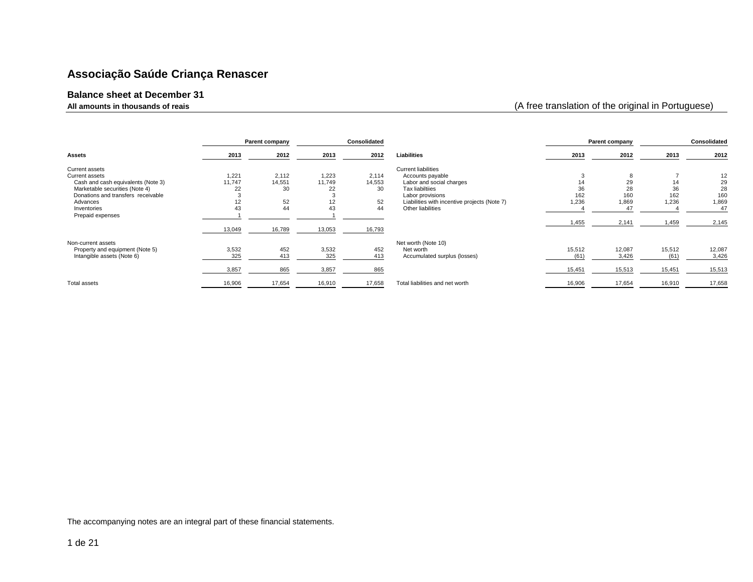# Associação Saúde Criança Renascer

## Balance sheet at December 31

**All amounts in thousands of reais**

(A free translation of the original in Portuguese)

| | Parent company | | Consolidated | |
|---|---|---|---|---|
| **Assets** | **2013** | **2012** | **2013** | **2012** |
| Current assets | | | | |
| Current assets | 1,221 | 2,112 | 1,223 | 2,114 |
| Cash and cash equivalents (Note 3) | 11,747 | 14,551 | 11,749 | 14,553 |
| Marketable securities (Note 4) | 22 | 30 | 22 | 30 |
| Donations and transfers receivable | 3 | | 3 | |
| Advances | 12 | 52 | 12 | 52 |
| Inventories | 43 | 44 | 43 | 44 |
| Prepaid expenses | 1 | | 1 | |
| | 13,049 | 16,789 | 13,053 | 16,793 |
| Non-current assets | | | | |
| Property and equipment (Note 5) | 3,532 | 452 | 3,532 | 452 |
| Intangible assets (Note 6) | 325 | 413 | 325 | 413 |
| | 3,857 | 865 | 3,857 | 865 |
| Total assets | 16,906 | 17,654 | 16,910 | 17,658 |

| | Parent company | | Consolidated | |
|---|---|---|---|---|
| **Liabilities** | **2013** | **2012** | **2013** | **2012** |
| Current liabilities | | | | |
| Accounts payable | 3 | 8 | 7 | 12 |
| Labor and social charges | 14 | 29 | 14 | 29 |
| Tax liabiltiies | 36 | 28 | 36 | 28 |
| Labor provisions | 162 | 160 | 162 | 160 |
| Liabilities with incentive projects (Note 7) | 1,236 | 1,869 | 1,236 | 1,869 |
| Other liabilities | 4 | 47 | 4 | 47 |
| | 1,455 | 2,141 | 1,459 | 2,145 |
| Net worth (Note 10) | | | | |
| Net worth | 15,512 | 12,087 | 15,512 | 12,087 |
| Accumulated surplus (losses) | (61) | 3,426 | (61) | 3,426 |
| | 15,451 | 15,513 | 15,451 | 15,513 |
| Total liabilities and net worth | 16,906 | 17,654 | 16,910 | 17,658 |

The accompanying notes are an integral part of these financial statements.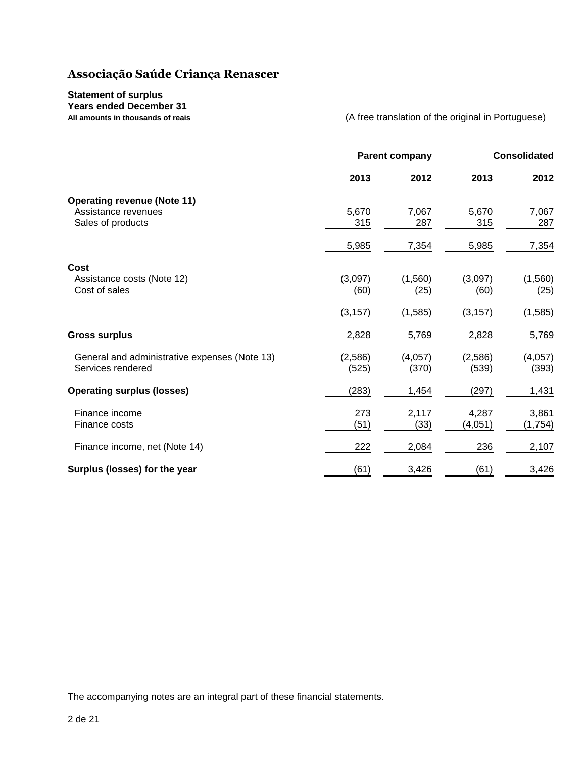# Associação Saúde Criança Renascer

**Statement of surplus**
**Years ended December 31**
**All amounts in thousands of reais**

(A free translation of the original in Portuguese)

| | Parent company | | Consolidated | |
|---|---|---|---|---|
| | **2013** | **2012** | **2013** | **2012** |
| **Operating revenue (Note 11)** | | | | |
| Assistance revenues | 5,670 | 7,067 | 5,670 | 7,067 |
| Sales of products | 315 | 287 | 315 | 287 |
| | 5,985 | 7,354 | 5,985 | 7,354 |
| **Cost** | | | | |
| Assistance costs (Note 12) | (3,097) | (1,560) | (3,097) | (1,560) |
| Cost of sales | (60) | (25) | (60) | (25) |
| | (3,157) | (1,585) | (3,157) | (1,585) |
| **Gross surplus** | 2,828 | 5,769 | 2,828 | 5,769 |
| General and administrative expenses (Note 13) | (2,586) | (4,057) | (2,586) | (4,057) |
| Services rendered | (525) | (370) | (539) | (393) |
| **Operating surplus (losses)** | (283) | 1,454 | (297) | 1,431 |
| Finance income | 273 | 2,117 | 4,287 | 3,861 |
| Finance costs | (51) | (33) | (4,051) | (1,754) |
| Finance income, net (Note 14) | 222 | 2,084 | 236 | 2,107 |
| **Surplus (losses) for the year** | (61) | 3,426 | (61) | 3,426 |

The accompanying notes are an integral part of these financial statements.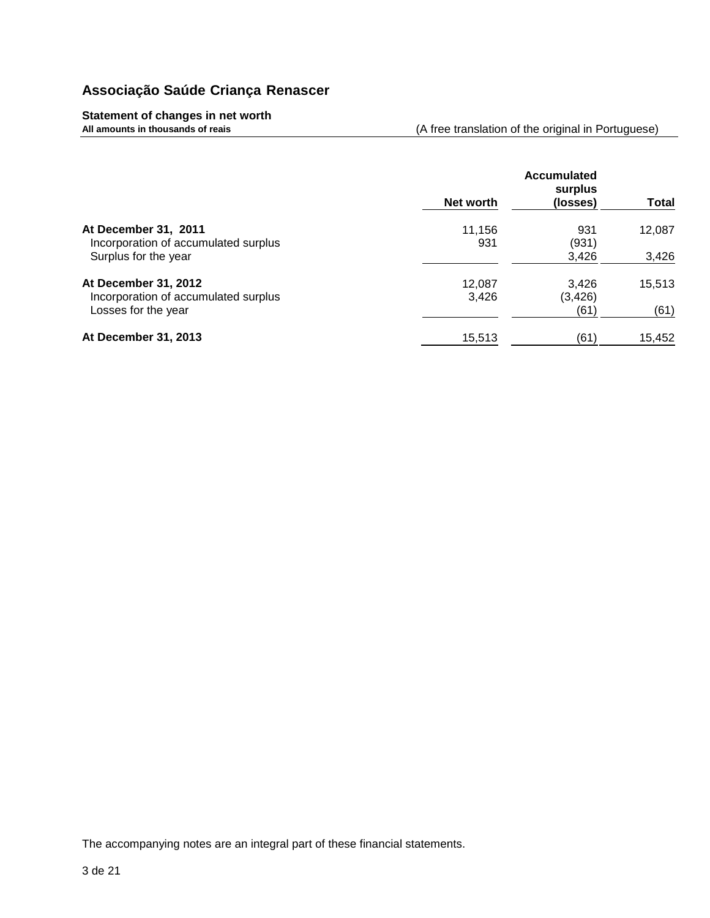# Associação Saúde Criança Renascer

**Statement of changes in net worth**

**All amounts in thousands of reais** (A free translation of the original in Portuguese)

| | Net worth | Accumulated surplus (losses) | Total |
|---|---|---|---|
| **At December 31, 2011** | 11,156 | 931 | 12,087 |
| Incorporation of accumulated surplus | 931 | (931) | |
| Surplus for the year | | 3,426 | 3,426 |
| **At December 31, 2012** | 12,087 | 3,426 | 15,513 |
| Incorporation of accumulated surplus | 3,426 | (3,426) | |
| Losses for the year | | (61) | (61) |
| **At December 31, 2013** | 15,513 | (61) | 15,452 |

The accompanying notes are an integral part of these financial statements.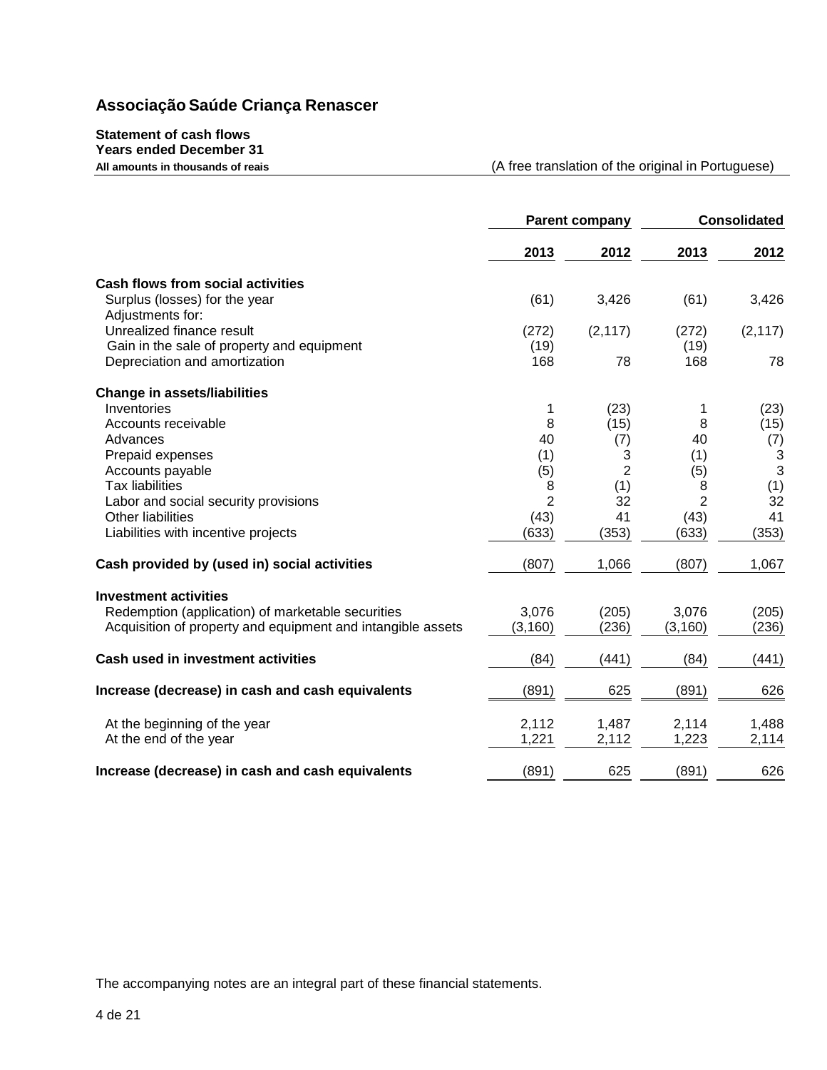# Associação Saúde Criança Renascer

**Statement of cash flows**
**Years ended December 31**
**All amounts in thousands of reais**

(A free translation of the original in Portuguese)

| | Parent company | | Consolidated | |
|---|---|---|---|---|
| | **2013** | **2012** | **2013** | **2012** |
| **Cash flows from social activities** | | | | |
| Surplus (losses) for the year | (61) | 3,426 | (61) | 3,426 |
| Adjustments for: | | | | |
| Unrealized finance result | (272) | (2,117) | (272) | (2,117) |
| Gain in the sale of property and equipment | (19) | | (19) | |
| Depreciation and amortization | 168 | 78 | 168 | 78 |
| **Change in assets/liabilities** | | | | |
| Inventories | 1 | (23) | 1 | (23) |
| Accounts receivable | 8 | (15) | 8 | (15) |
| Advances | 40 | (7) | 40 | (7) |
| Prepaid expenses | (1) | 3 | (1) | 3 |
| Accounts payable | (5) | 2 | (5) | 3 |
| Tax liabilities | 8 | (1) | 8 | (1) |
| Labor and social security provisions | 2 | 32 | 2 | 32 |
| Other liabilities | (43) | 41 | (43) | 41 |
| Liabilities with incentive projects | (633) | (353) | (633) | (353) |
| **Cash provided by (used in) social activities** | (807) | 1,066 | (807) | 1,067 |
| **Investment activities** | | | | |
| Redemption (application) of marketable securities | 3,076 | (205) | 3,076 | (205) |
| Acquisition of property and equipment and intangible assets | (3,160) | (236) | (3,160) | (236) |
| **Cash used in investment activities** | (84) | (441) | (84) | (441) |
| **Increase (decrease) in cash and cash equivalents** | (891) | 625 | (891) | 626 |
| At the beginning of the year | 2,112 | 1,487 | 2,114 | 1,488 |
| At the end of the year | 1,221 | 2,112 | 1,223 | 2,114 |
| **Increase (decrease) in cash and cash equivalents** | (891) | 625 | (891) | 626 |

The accompanying notes are an integral part of these financial statements.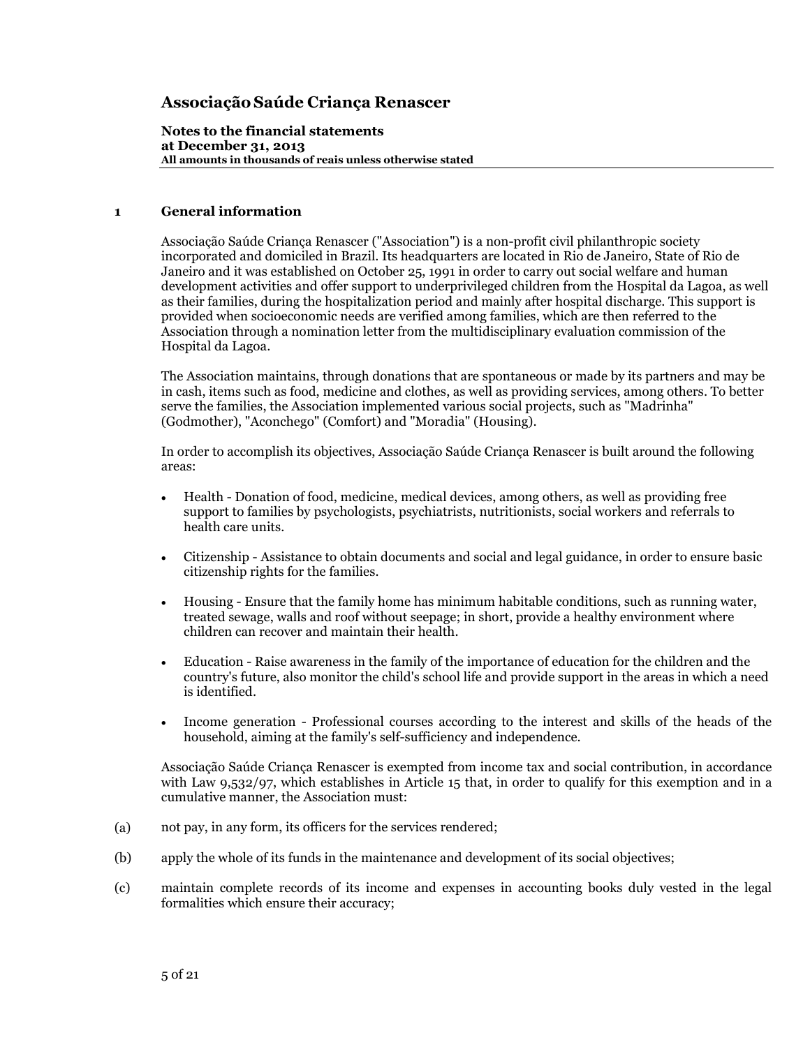# Associação Saúde Criança Renascer

**Notes to the financial statements**
**at December 31, 2013**
**All amounts in thousands of reais unless otherwise stated**

## 1 General information

Associação Saúde Criança Renascer ("Association") is a non-profit civil philanthropic society incorporated and domiciled in Brazil. Its headquarters are located in Rio de Janeiro, State of Rio de Janeiro and it was established on October 25, 1991 in order to carry out social welfare and human development activities and offer support to underprivileged children from the Hospital da Lagoa, as well as their families, during the hospitalization period and mainly after hospital discharge. This support is provided when socioeconomic needs are verified among families, which are then referred to the Association through a nomination letter from the multidisciplinary evaluation commission of the Hospital da Lagoa.

The Association maintains, through donations that are spontaneous or made by its partners and may be in cash, items such as food, medicine and clothes, as well as providing services, among others. To better serve the families, the Association implemented various social projects, such as "Madrinha" (Godmother), "Aconchego" (Comfort) and "Moradia" (Housing).

In order to accomplish its objectives, Associação Saúde Criança Renascer is built around the following areas:

- Health - Donation of food, medicine, medical devices, among others, as well as providing free support to families by psychologists, psychiatrists, nutritionists, social workers and referrals to health care units.
- Citizenship - Assistance to obtain documents and social and legal guidance, in order to ensure basic citizenship rights for the families.
- Housing - Ensure that the family home has minimum habitable conditions, such as running water, treated sewage, walls and roof without seepage; in short, provide a healthy environment where children can recover and maintain their health.
- Education - Raise awareness in the family of the importance of education for the children and the country's future, also monitor the child's school life and provide support in the areas in which a need is identified.
- Income generation - Professional courses according to the interest and skills of the heads of the household, aiming at the family's self-sufficiency and independence.

Associação Saúde Criança Renascer is exempted from income tax and social contribution, in accordance with Law 9,532/97, which establishes in Article 15 that, in order to qualify for this exemption and in a cumulative manner, the Association must:

(a) not pay, in any form, its officers for the services rendered;

(b) apply the whole of its funds in the maintenance and development of its social objectives;

(c) maintain complete records of its income and expenses in accounting books duly vested in the legal formalities which ensure their accuracy;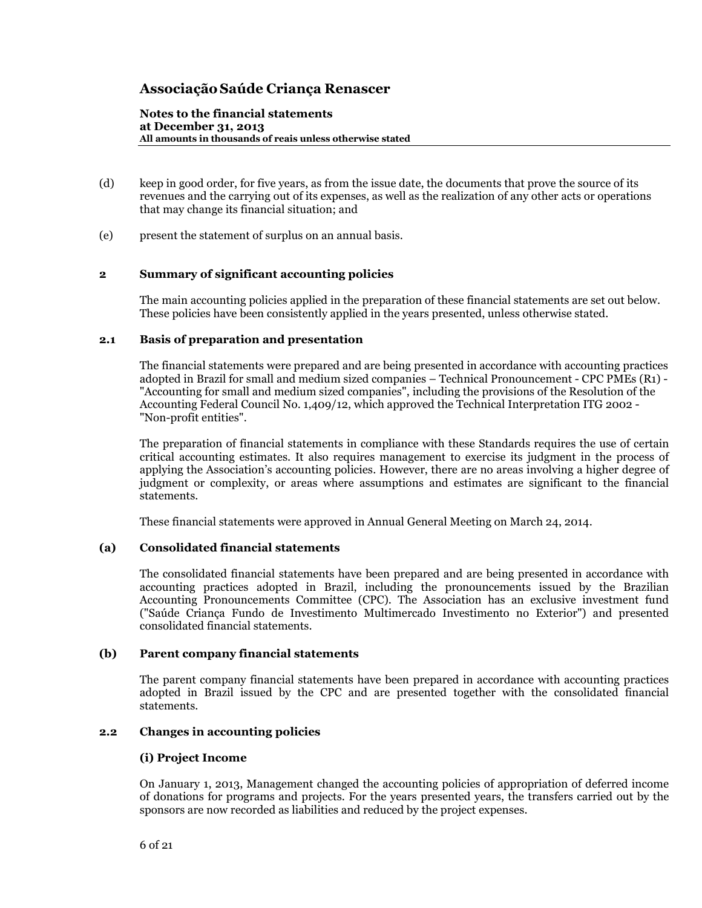(d) keep in good order, for five years, as from the issue date, the documents that prove the source of its revenues and the carrying out of its expenses, as well as the realization of any other acts or operations that may change its financial situation; and

(e) present the statement of surplus on an annual basis.

## 2 Summary of significant accounting policies

The main accounting policies applied in the preparation of these financial statements are set out below. These policies have been consistently applied in the years presented, unless otherwise stated.

### 2.1 Basis of preparation and presentation

The financial statements were prepared and are being presented in accordance with accounting practices adopted in Brazil for small and medium sized companies – Technical Pronouncement - CPC PMEs (R1) - "Accounting for small and medium sized companies", including the provisions of the Resolution of the Accounting Federal Council No. 1,409/12, which approved the Technical Interpretation ITG 2002 - "Non-profit entities".

The preparation of financial statements in compliance with these Standards requires the use of certain critical accounting estimates. It also requires management to exercise its judgment in the process of applying the Association's accounting policies. However, there are no areas involving a higher degree of judgment or complexity, or areas where assumptions and estimates are significant to the financial statements.

These financial statements were approved in Annual General Meeting on March 24, 2014.

#### (a) Consolidated financial statements

The consolidated financial statements have been prepared and are being presented in accordance with accounting practices adopted in Brazil, including the pronouncements issued by the Brazilian Accounting Pronouncements Committee (CPC). The Association has an exclusive investment fund ("Saúde Criança Fundo de Investimento Multimercado Investimento no Exterior") and presented consolidated financial statements.

#### (b) Parent company financial statements

The parent company financial statements have been prepared in accordance with accounting practices adopted in Brazil issued by the CPC and are presented together with the consolidated financial statements.

### 2.2 Changes in accounting policies

#### (i) Project Income

On January 1, 2013, Management changed the accounting policies of appropriation of deferred income of donations for programs and projects. For the years presented years, the transfers carried out by the sponsors are now recorded as liabilities and reduced by the project expenses.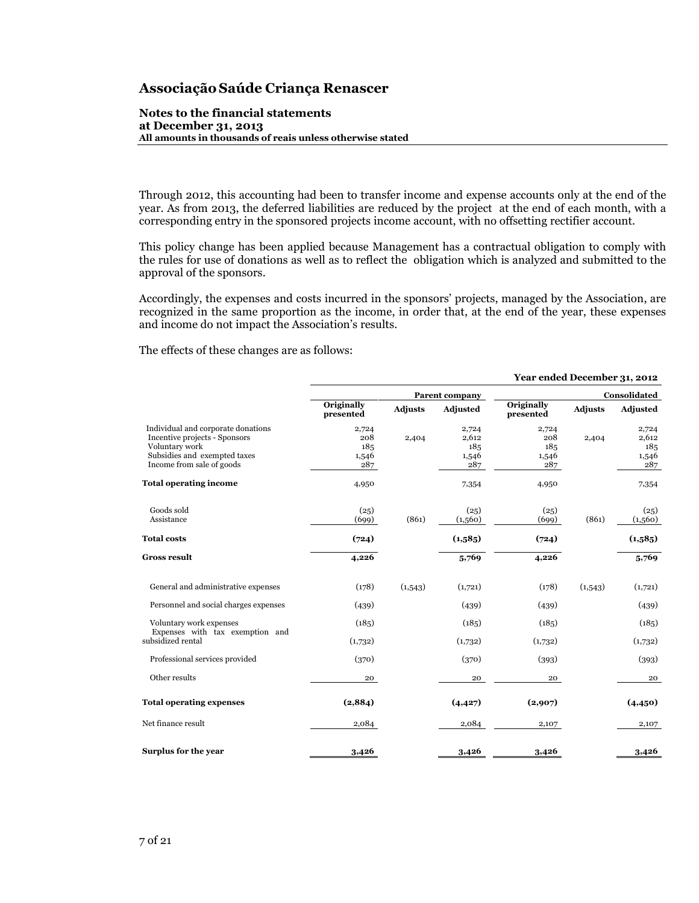Through 2012, this accounting had been to transfer income and expense accounts only at the end of the year. As from 2013, the deferred liabilities are reduced by the project at the end of each month, with a corresponding entry in the sponsored projects income account, with no offsetting rectifier account.

This policy change has been applied because Management has a contractual obligation to comply with the rules for use of donations as well as to reflect the obligation which is analyzed and submitted to the approval of the sponsors.

Accordingly, the expenses and costs incurred in the sponsors' projects, managed by the Association, are recognized in the same proportion as the income, in order that, at the end of the year, these expenses and income do not impact the Association's results.

The effects of these changes are as follows:

| | Year ended December 31, 2012 | | | | | |
|---|---|---|---|---|---|---|
| | Parent company | | | Consolidated | | |
| | Originally presented | Adjusts | Adjusted | Originally presented | Adjusts | Adjusted |
| Individual and corporate donations | 2,724 | | 2,724 | 2,724 | | 2,724 |
| Incentive projects - Sponsors | 208 | 2,404 | 2,612 | 208 | 2,404 | 2,612 |
| Voluntary work | 185 | | 185 | 185 | | 185 |
| Subsidies and exempted taxes | 1,546 | | 1,546 | 1,546 | | 1,546 |
| Income from sale of goods | 287 | | 287 | 287 | | 287 |
| **Total operating income** | 4,950 | | 7,354 | 4,950 | | 7,354 |
| Goods sold | (25) | | (25) | (25) | | (25) |
| Assistance | (699) | (861) | (1,560) | (699) | (861) | (1,560) |
| **Total costs** | **(724)** | | **(1,585)** | **(724)** | | **(1,585)** |
| **Gross result** | **4,226** | | **5,769** | **4,226** | | **5,769** |
| General and administrative expenses | (178) | (1,543) | (1,721) | (178) | (1,543) | (1,721) |
| Personnel and social charges expenses | (439) | | (439) | (439) | | (439) |
| Voluntary work expenses | (185) | | (185) | (185) | | (185) |
| Expenses with tax exemption and subsidized rental | (1,732) | | (1,732) | (1,732) | | (1,732) |
| Professional services provided | (370) | | (370) | (393) | | (393) |
| Other results | 20 | | 20 | 20 | | 20 |
| **Total operating expenses** | **(2,884)** | | **(4,427)** | **(2,907)** | | **(4,450)** |
| Net finance result | 2,084 | | 2,084 | 2,107 | | 2,107 |
| **Surplus for the year** | **3,426** | | **3,426** | **3,426** | | **3,426** |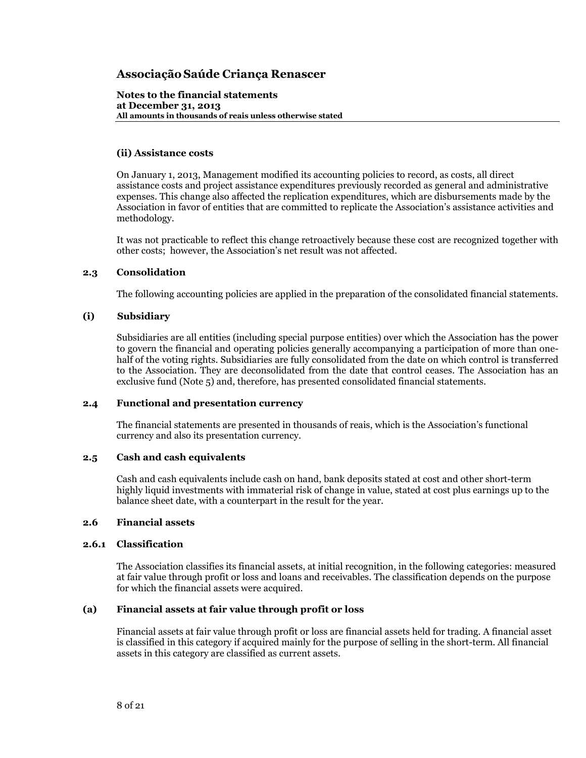#### (ii) Assistance costs

On January 1, 2013, Management modified its accounting policies to record, as costs, all direct assistance costs and project assistance expenditures previously recorded as general and administrative expenses. This change also affected the replication expenditures, which are disbursements made by the Association in favor of entities that are committed to replicate the Association's assistance activities and methodology.

It was not practicable to reflect this change retroactively because these cost are recognized together with other costs; however, the Association's net result was not affected.

### 2.3 Consolidation

The following accounting policies are applied in the preparation of the consolidated financial statements.

#### (i) Subsidiary

Subsidiaries are all entities (including special purpose entities) over which the Association has the power to govern the financial and operating policies generally accompanying a participation of more than one-half of the voting rights. Subsidiaries are fully consolidated from the date on which control is transferred to the Association. They are deconsolidated from the date that control ceases. The Association has an exclusive fund (Note 5) and, therefore, has presented consolidated financial statements.

### 2.4 Functional and presentation currency

The financial statements are presented in thousands of reais, which is the Association's functional currency and also its presentation currency.

### 2.5 Cash and cash equivalents

Cash and cash equivalents include cash on hand, bank deposits stated at cost and other short-term highly liquid investments with immaterial risk of change in value, stated at cost plus earnings up to the balance sheet date, with a counterpart in the result for the year.

### 2.6 Financial assets

#### 2.6.1 Classification

The Association classifies its financial assets, at initial recognition, in the following categories: measured at fair value through profit or loss and loans and receivables. The classification depends on the purpose for which the financial assets were acquired.

#### (a) Financial assets at fair value through profit or loss

Financial assets at fair value through profit or loss are financial assets held for trading. A financial asset is classified in this category if acquired mainly for the purpose of selling in the short-term. All financial assets in this category are classified as current assets.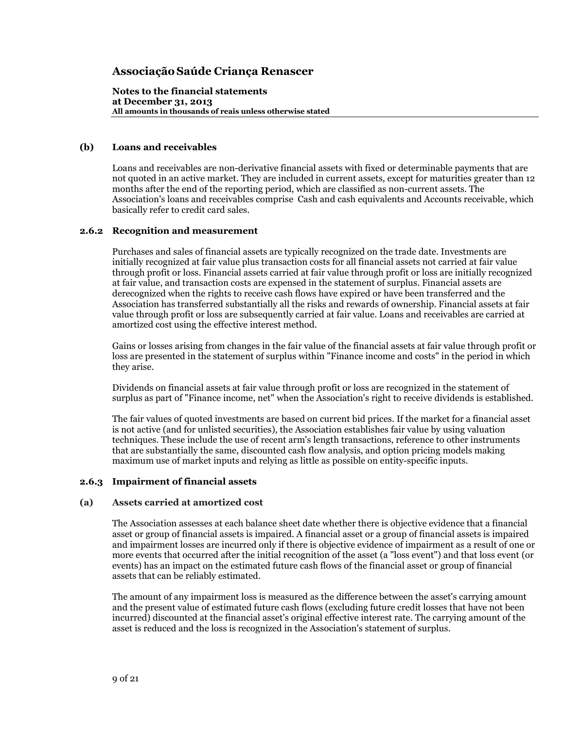### (b) Loans and receivables

Loans and receivables are non-derivative financial assets with fixed or determinable payments that are not quoted in an active market. They are included in current assets, except for maturities greater than 12 months after the end of the reporting period, which are classified as non-current assets. The Association's loans and receivables comprise Cash and cash equivalents and Accounts receivable, which basically refer to credit card sales.

### 2.6.2 Recognition and measurement

Purchases and sales of financial assets are typically recognized on the trade date. Investments are initially recognized at fair value plus transaction costs for all financial assets not carried at fair value through profit or loss. Financial assets carried at fair value through profit or loss are initially recognized at fair value, and transaction costs are expensed in the statement of surplus. Financial assets are derecognized when the rights to receive cash flows have expired or have been transferred and the Association has transferred substantially all the risks and rewards of ownership. Financial assets at fair value through profit or loss are subsequently carried at fair value. Loans and receivables are carried at amortized cost using the effective interest method.

Gains or losses arising from changes in the fair value of the financial assets at fair value through profit or loss are presented in the statement of surplus within "Finance income and costs" in the period in which they arise.

Dividends on financial assets at fair value through profit or loss are recognized in the statement of surplus as part of "Finance income, net" when the Association's right to receive dividends is established.

The fair values of quoted investments are based on current bid prices. If the market for a financial asset is not active (and for unlisted securities), the Association establishes fair value by using valuation techniques. These include the use of recent arm's length transactions, reference to other instruments that are substantially the same, discounted cash flow analysis, and option pricing models making maximum use of market inputs and relying as little as possible on entity-specific inputs.

### 2.6.3 Impairment of financial assets

### (a) Assets carried at amortized cost

The Association assesses at each balance sheet date whether there is objective evidence that a financial asset or group of financial assets is impaired. A financial asset or a group of financial assets is impaired and impairment losses are incurred only if there is objective evidence of impairment as a result of one or more events that occurred after the initial recognition of the asset (a "loss event") and that loss event (or events) has an impact on the estimated future cash flows of the financial asset or group of financial assets that can be reliably estimated.

The amount of any impairment loss is measured as the difference between the asset's carrying amount and the present value of estimated future cash flows (excluding future credit losses that have not been incurred) discounted at the financial asset's original effective interest rate. The carrying amount of the asset is reduced and the loss is recognized in the Association's statement of surplus.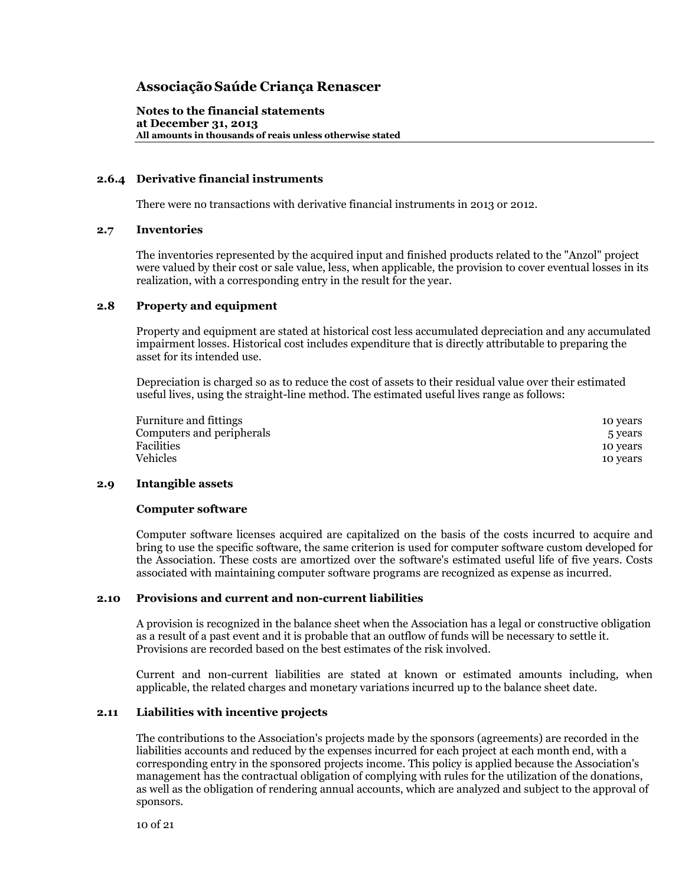#### 2.6.4 Derivative financial instruments

There were no transactions with derivative financial instruments in 2013 or 2012.

### 2.7 Inventories

The inventories represented by the acquired input and finished products related to the "Anzol" project were valued by their cost or sale value, less, when applicable, the provision to cover eventual losses in its realization, with a corresponding entry in the result for the year.

### 2.8 Property and equipment

Property and equipment are stated at historical cost less accumulated depreciation and any accumulated impairment losses. Historical cost includes expenditure that is directly attributable to preparing the asset for its intended use.

Depreciation is charged so as to reduce the cost of assets to their residual value over their estimated useful lives, using the straight-line method. The estimated useful lives range as follows:

| | |
|---|---|
| Furniture and fittings | 10 years |
| Computers and peripherals | 5 years |
| Facilities | 10 years |
| Vehicles | 10 years |

### 2.9 Intangible assets

**Computer software**

Computer software licenses acquired are capitalized on the basis of the costs incurred to acquire and bring to use the specific software, the same criterion is used for computer software custom developed for the Association. These costs are amortized over the software's estimated useful life of five years. Costs associated with maintaining computer software programs are recognized as expense as incurred.

### 2.10 Provisions and current and non-current liabilities

A provision is recognized in the balance sheet when the Association has a legal or constructive obligation as a result of a past event and it is probable that an outflow of funds will be necessary to settle it. Provisions are recorded based on the best estimates of the risk involved.

Current and non-current liabilities are stated at known or estimated amounts including, when applicable, the related charges and monetary variations incurred up to the balance sheet date.

### 2.11 Liabilities with incentive projects

The contributions to the Association's projects made by the sponsors (agreements) are recorded in the liabilities accounts and reduced by the expenses incurred for each project at each month end, with a corresponding entry in the sponsored projects income. This policy is applied because the Association's management has the contractual obligation of complying with rules for the utilization of the donations, as well as the obligation of rendering annual accounts, which are analyzed and subject to the approval of sponsors.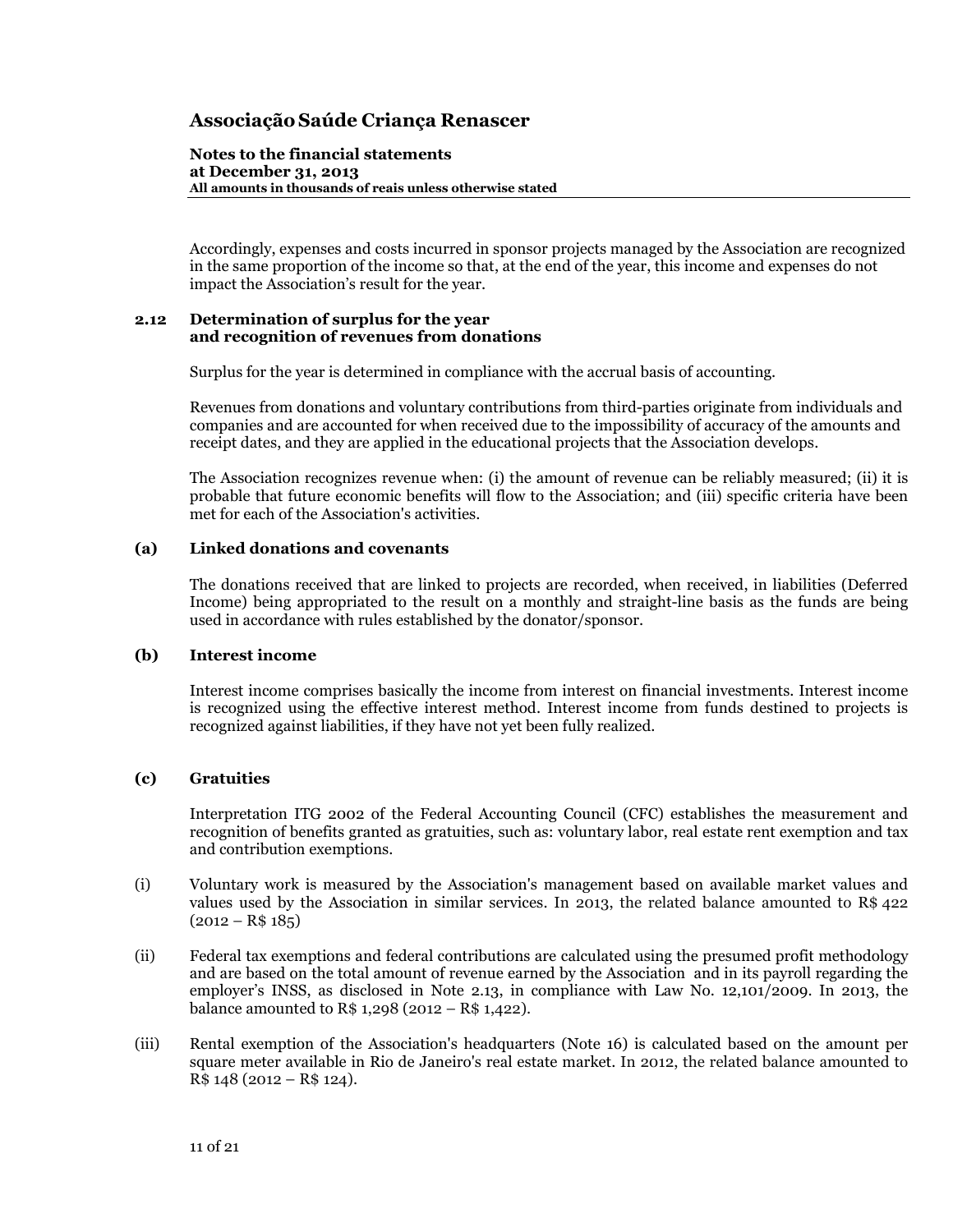Accordingly, expenses and costs incurred in sponsor projects managed by the Association are recognized in the same proportion of the income so that, at the end of the year, this income and expenses do not impact the Association's result for the year.

### 2.12 Determination of surplus for the year and recognition of revenues from donations

Surplus for the year is determined in compliance with the accrual basis of accounting.

Revenues from donations and voluntary contributions from third-parties originate from individuals and companies and are accounted for when received due to the impossibility of accuracy of the amounts and receipt dates, and they are applied in the educational projects that the Association develops.

The Association recognizes revenue when: (i) the amount of revenue can be reliably measured; (ii) it is probable that future economic benefits will flow to the Association; and (iii) specific criteria have been met for each of the Association's activities.

#### (a) Linked donations and covenants

The donations received that are linked to projects are recorded, when received, in liabilities (Deferred Income) being appropriated to the result on a monthly and straight-line basis as the funds are being used in accordance with rules established by the donator/sponsor.

#### (b) Interest income

Interest income comprises basically the income from interest on financial investments. Interest income is recognized using the effective interest method. Interest income from funds destined to projects is recognized against liabilities, if they have not yet been fully realized.

#### (c) Gratuities

Interpretation ITG 2002 of the Federal Accounting Council (CFC) establishes the measurement and recognition of benefits granted as gratuities, such as: voluntary labor, real estate rent exemption and tax and contribution exemptions.

(i) Voluntary work is measured by the Association's management based on available market values and values used by the Association in similar services. In 2013, the related balance amounted to R$ 422 (2012 – R$ 185)

(ii) Federal tax exemptions and federal contributions are calculated using the presumed profit methodology and are based on the total amount of revenue earned by the Association and in its payroll regarding the employer's INSS, as disclosed in Note 2.13, in compliance with Law No. 12,101/2009. In 2013, the balance amounted to R$ 1,298 (2012 – R$ 1,422).

(iii) Rental exemption of the Association's headquarters (Note 16) is calculated based on the amount per square meter available in Rio de Janeiro's real estate market. In 2012, the related balance amounted to R$ 148 (2012 – R$ 124).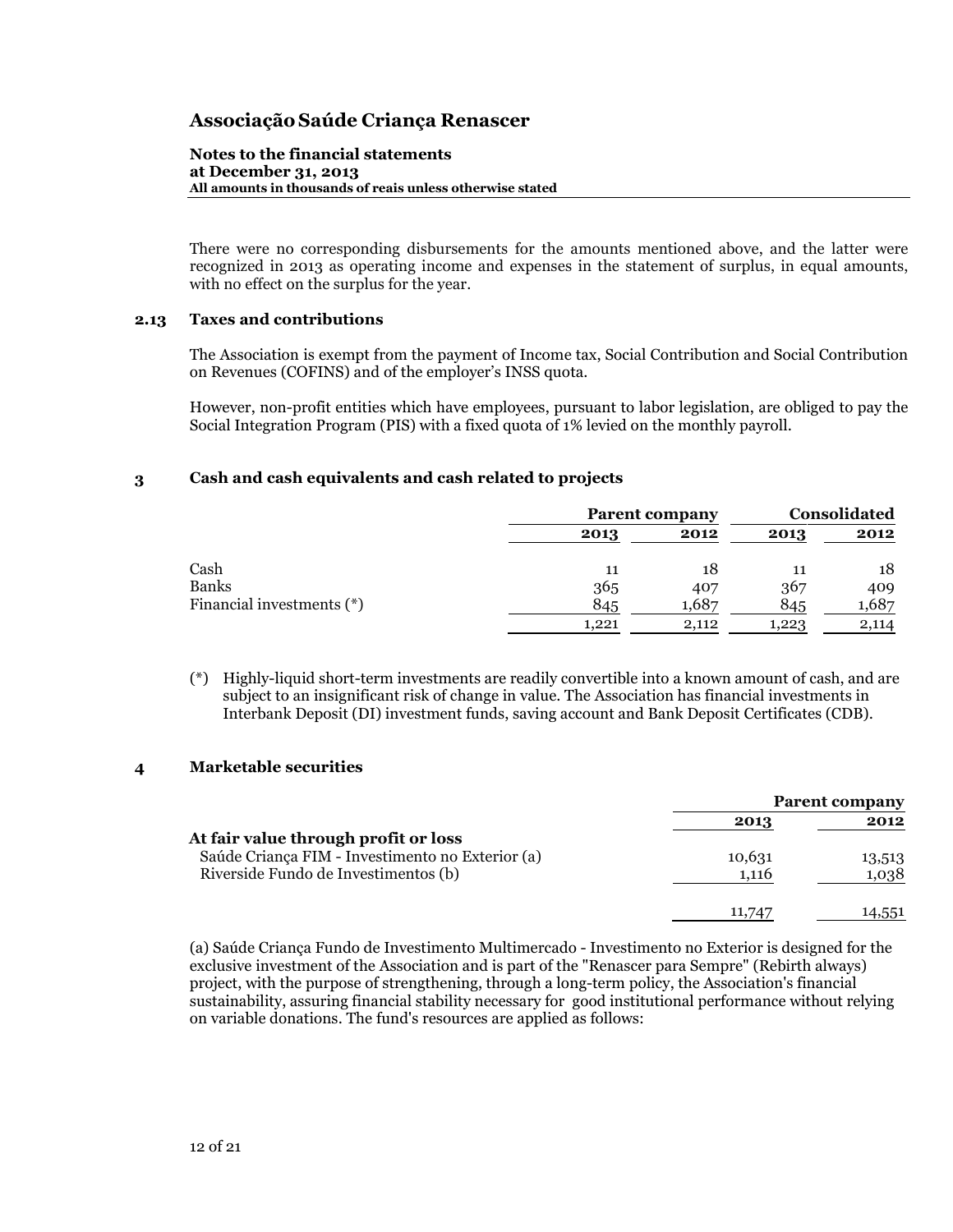There were no corresponding disbursements for the amounts mentioned above, and the latter were recognized in 2013 as operating income and expenses in the statement of surplus, in equal amounts, with no effect on the surplus for the year.

### 2.13 Taxes and contributions

The Association is exempt from the payment of Income tax, Social Contribution and Social Contribution on Revenues (COFINS) and of the employer's INSS quota.

However, non-profit entities which have employees, pursuant to labor legislation, are obliged to pay the Social Integration Program (PIS) with a fixed quota of 1% levied on the monthly payroll.

## 3 Cash and cash equivalents and cash related to projects

| | Parent company | | Consolidated | |
|---|---|---|---|---|
| | 2013 | 2012 | 2013 | 2012 |
| Cash | 11 | 18 | 11 | 18 |
| Banks | 365 | 407 | 367 | 409 |
| Financial investments (*) | 845 | 1,687 | 845 | 1,687 |
| | 1,221 | 2,112 | 1,223 | 2,114 |

(*) Highly-liquid short-term investments are readily convertible into a known amount of cash, and are subject to an insignificant risk of change in value. The Association has financial investments in Interbank Deposit (DI) investment funds, saving account and Bank Deposit Certificates (CDB).

## 4 Marketable securities

| | Parent company | |
|---|---|---|
| | 2013 | 2012 |
| **At fair value through profit or loss** | | |
| Saúde Criança FIM - Investimento no Exterior (a) | 10,631 | 13,513 |
| Riverside Fundo de Investimentos (b) | 1,116 | 1,038 |
| | 11,747 | 14,551 |

(a) Saúde Criança Fundo de Investimento Multimercado - Investimento no Exterior is designed for the exclusive investment of the Association and is part of the "Renascer para Sempre" (Rebirth always) project, with the purpose of strengthening, through a long-term policy, the Association's financial sustainability, assuring financial stability necessary for good institutional performance without relying on variable donations. The fund's resources are applied as follows: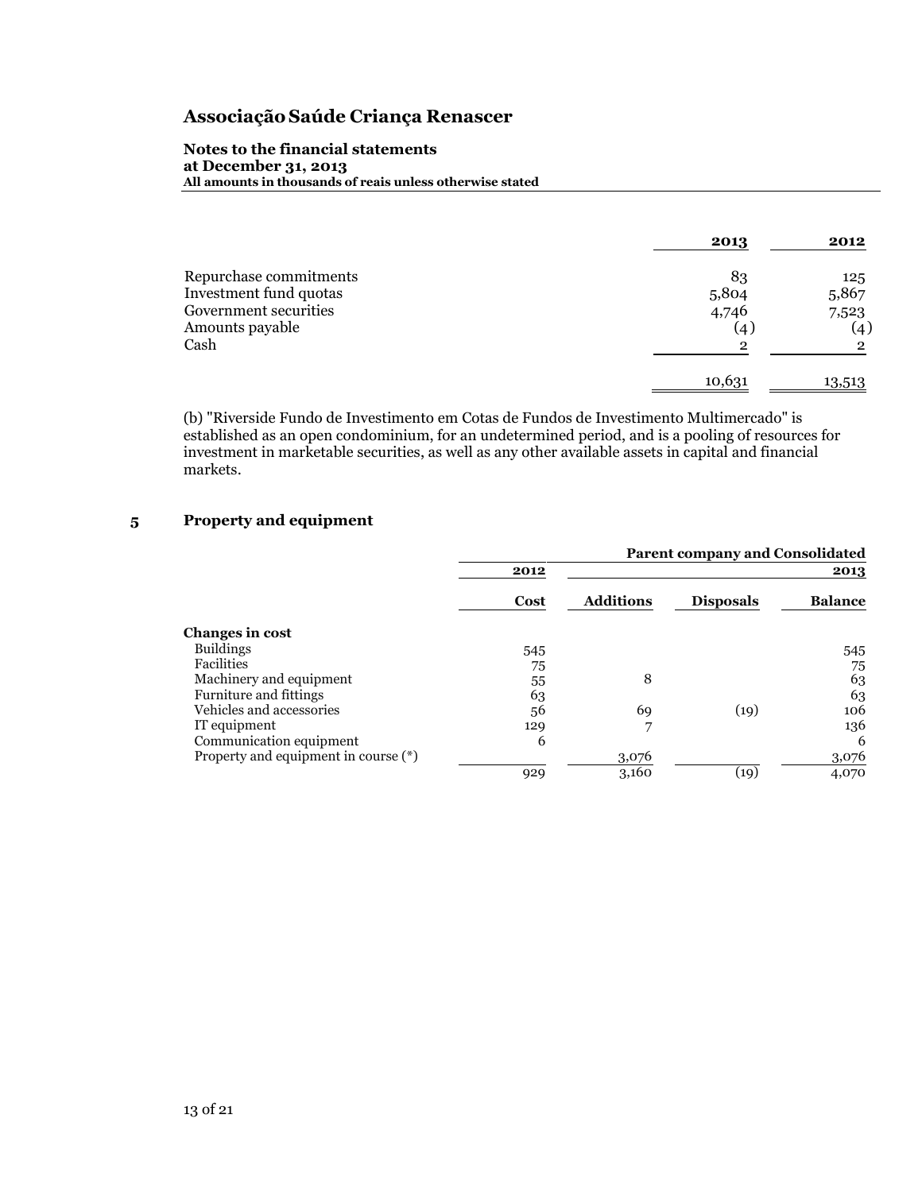| | 2013 | 2012 |
|---|---|---|
| Repurchase commitments | 83 | 125 |
| Investment fund quotas | 5,804 | 5,867 |
| Government securities | 4,746 | 7,523 |
| Amounts payable | (4) | (4) |
| Cash | 2 | 2 |
| | 10,631 | 13,513 |

(b) "Riverside Fundo de Investimento em Cotas de Fundos de Investimento Multimercado" is established as an open condominium, for an undetermined period, and is a pooling of resources for investment in marketable securities, as well as any other available assets in capital and financial markets.

## 5 Property and equipment

| | Parent company and Consolidated | | | |
|---|---|---|---|---|
| | 2012 | | | 2013 |
| | Cost | Additions | Disposals | Balance |
| **Changes in cost** | | | | |
| Buildings | 545 | | | 545 |
| Facilities | 75 | | | 75 |
| Machinery and equipment | 55 | 8 | | 63 |
| Furniture and fittings | 63 | | | 63 |
| Vehicles and accessories | 56 | 69 | (19) | 106 |
| IT equipment | 129 | 7 | | 136 |
| Communication equipment | 6 | | | 6 |
| Property and equipment in course (*) | | 3,076 | | 3,076 |
| | 929 | 3,160 | (19) | 4,070 |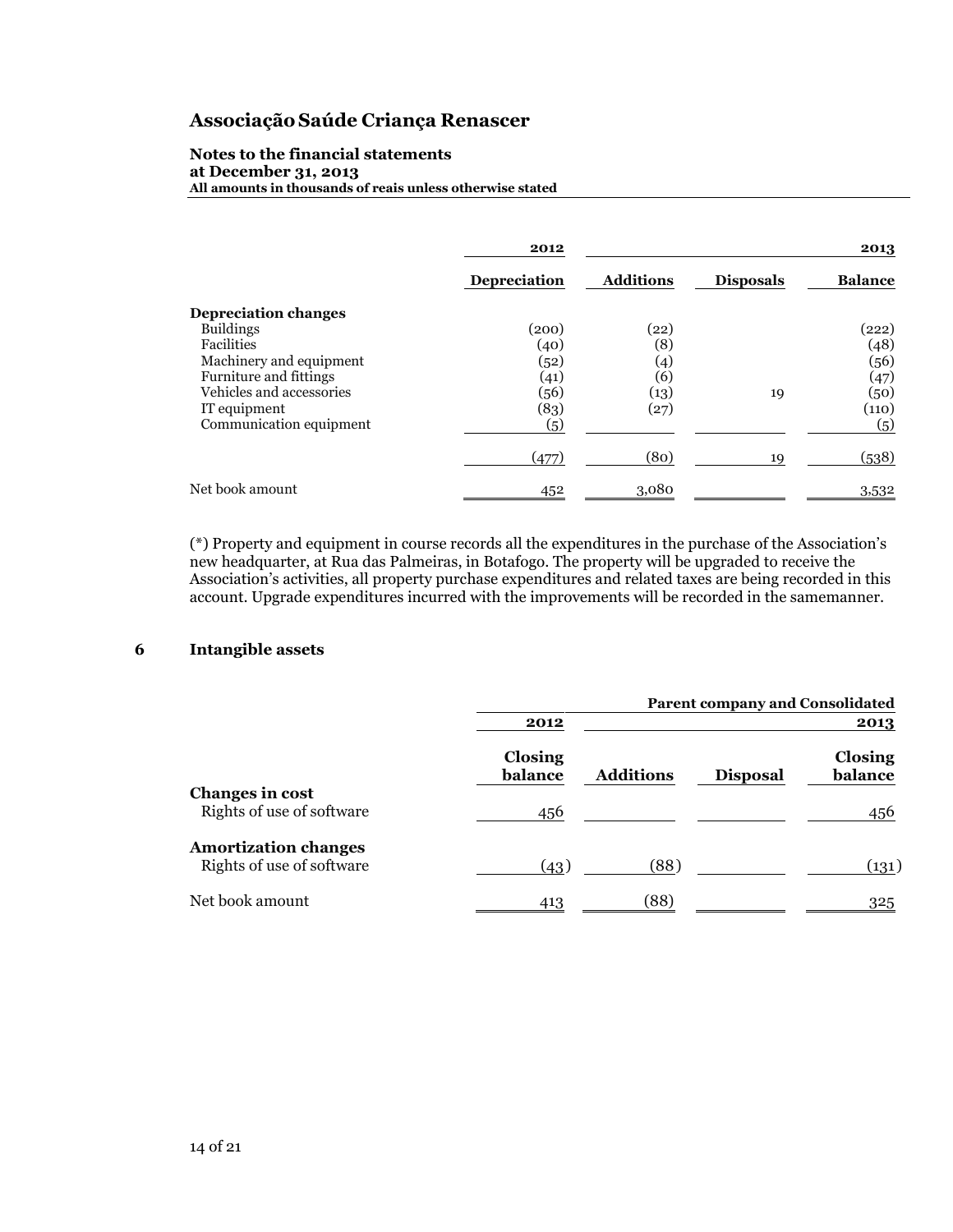# Associação Saúde Criança Renascer

**Notes to the financial statements**
**at December 31, 2013**
**All amounts in thousands of reais unless otherwise stated**

| | 2012 | | | 2013 |
|---|---|---|---|---|
| | **Depreciation** | **Additions** | **Disposals** | **Balance** |
| **Depreciation changes** | | | | |
| Buildings | (200) | (22) | | (222) |
| Facilities | (40) | (8) | | (48) |
| Machinery and equipment | (52) | (4) | | (56) |
| Furniture and fittings | (41) | (6) | | (47) |
| Vehicles and accessories | (56) | (13) | 19 | (50) |
| IT equipment | (83) | (27) | | (110) |
| Communication equipment | (5) | | | (5) |
| | (477) | (80) | 19 | (538) |
| Net book amount | 452 | 3,080 | | 3,532 |

(*) Property and equipment in course records all the expenditures in the purchase of the Association's new headquarter, at Rua das Palmeiras, in Botafogo. The property will be upgraded to receive the Association's activities, all property purchase expenditures and related taxes are being recorded in this account. Upgrade expenditures incurred with the improvements will be recorded in the samemanner.

## 6 Intangible assets

| | | | | **Parent company and Consolidated** |
|---|---|---|---|---|
| | **2012** | | | **2013** |
| | **Closing balance** | **Additions** | **Disposal** | **Closing balance** |
| **Changes in cost** | | | | |
| Rights of use of software | 456 | | | 456 |
| **Amortization changes** | | | | |
| Rights of use of software | (43) | (88) | | (131) |
| Net book amount | 413 | (88) | | 325 |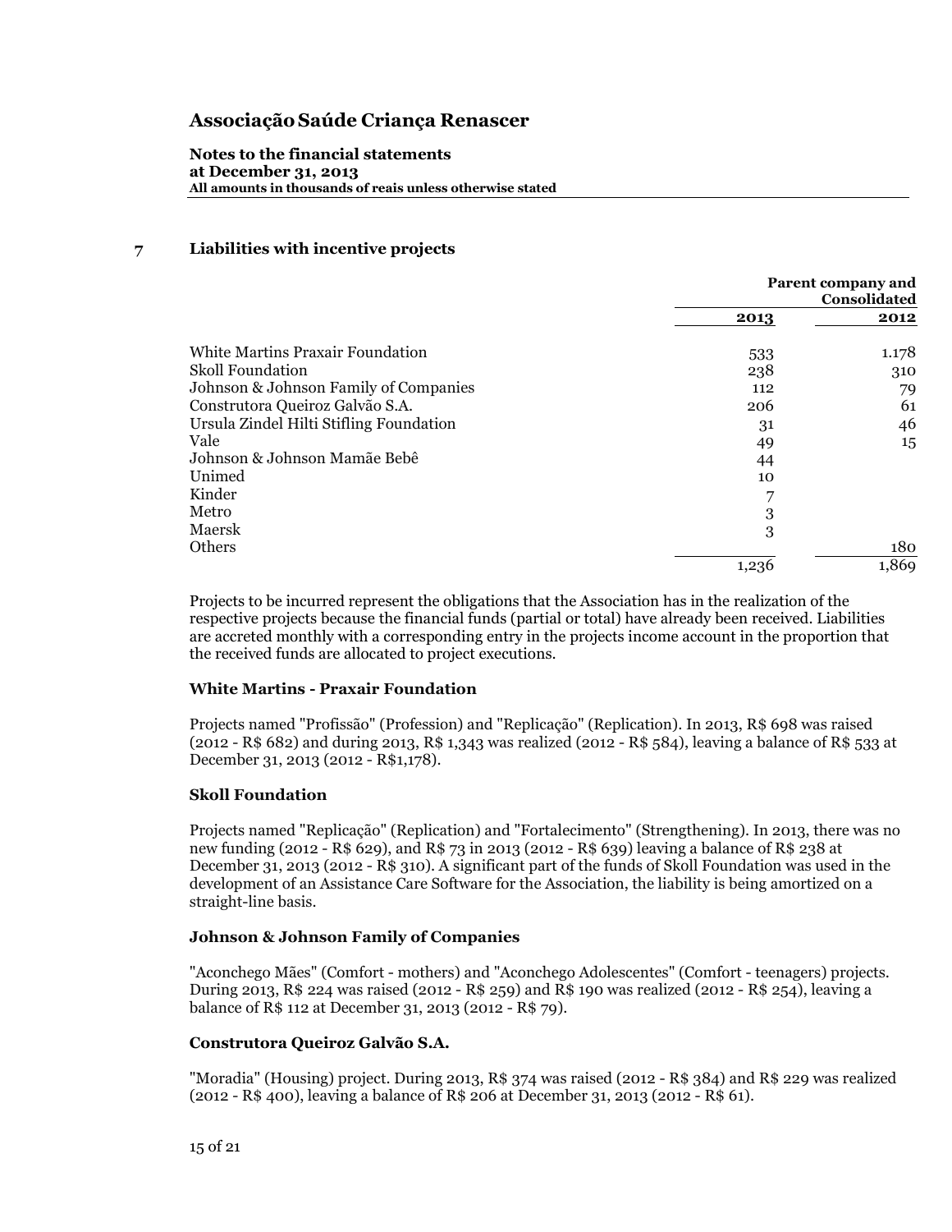# Associação Saúde Criança Renascer

**Notes to the financial statements**
**at December 31, 2013**
**All amounts in thousands of reais unless otherwise stated**

## 7 Liabilities with incentive projects

| | Parent company and Consolidated | |
|---|---|---|
| | **2013** | **2012** |
| White Martins Praxair Foundation | 533 | 1.178 |
| Skoll Foundation | 238 | 310 |
| Johnson & Johnson Family of Companies | 112 | 79 |
| Construtora Queiroz Galvão S.A. | 206 | 61 |
| Ursula Zindel Hilti Stifling Foundation | 31 | 46 |
| Vale | 49 | 15 |
| Johnson & Johnson Mamãe Bebê | 44 | |
| Unimed | 10 | |
| Kinder | 7 | |
| Metro | 3 | |
| Maersk | 3 | |
| Others | | 180 |
| | 1,236 | 1,869 |

Projects to be incurred represent the obligations that the Association has in the realization of the respective projects because the financial funds (partial or total) have already been received. Liabilities are accreted monthly with a corresponding entry in the projects income account in the proportion that the received funds are allocated to project executions.

### White Martins - Praxair Foundation

Projects named "Profissão" (Profession) and "Replicação" (Replication). In 2013, R$ 698 was raised (2012 - R$ 682) and during 2013, R$ 1,343 was realized (2012 - R$ 584), leaving a balance of R$ 533 at December 31, 2013 (2012 - R$1,178).

### Skoll Foundation

Projects named "Replicação" (Replication) and "Fortalecimento" (Strengthening). In 2013, there was no new funding (2012 - R$ 629), and R$ 73 in 2013 (2012 - R$ 639) leaving a balance of R$ 238 at December 31, 2013 (2012 - R$ 310). A significant part of the funds of Skoll Foundation was used in the development of an Assistance Care Software for the Association, the liability is being amortized on a straight-line basis.

### Johnson & Johnson Family of Companies

"Aconchego Mães" (Comfort - mothers) and "Aconchego Adolescentes" (Comfort - teenagers) projects. During 2013, R$ 224 was raised (2012 - R$ 259) and R$ 190 was realized (2012 - R$ 254), leaving a balance of R$ 112 at December 31, 2013 (2012 - R$ 79).

### Construtora Queiroz Galvão S.A.

"Moradia" (Housing) project. During 2013, R$ 374 was raised (2012 - R$ 384) and R$ 229 was realized (2012 - R$ 400), leaving a balance of R$ 206 at December 31, 2013 (2012 - R$ 61).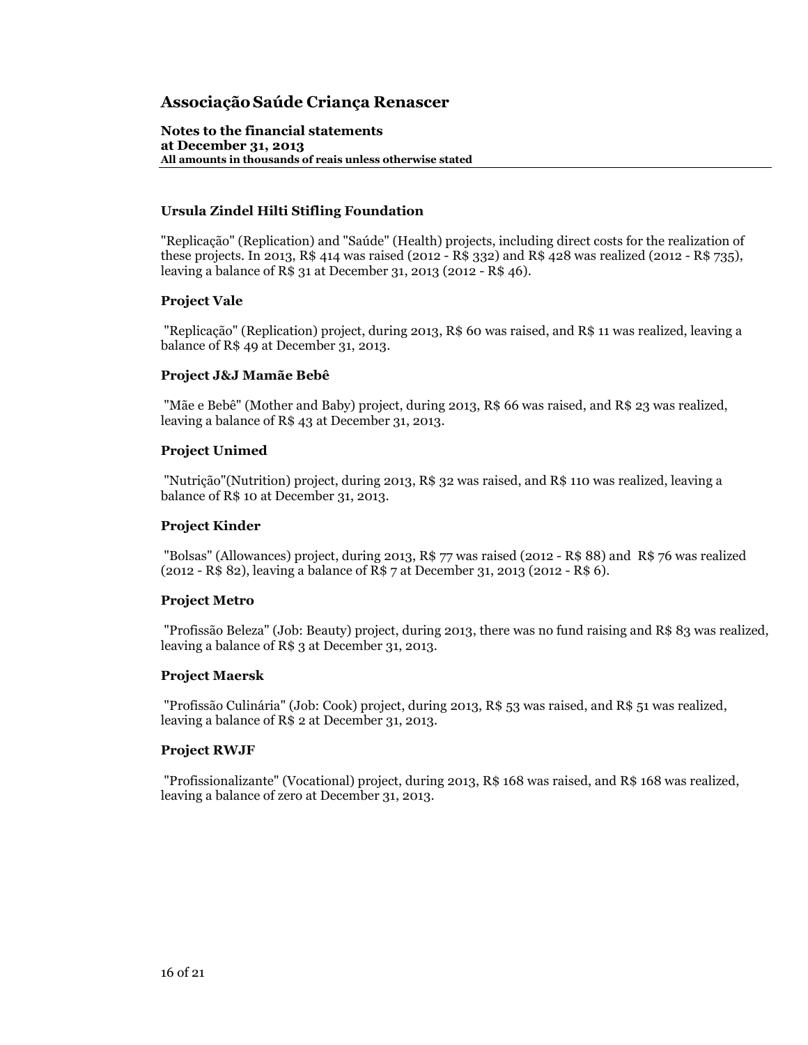# Associação Saúde Criança Renascer

**Notes to the financial statements**
**at December 31, 2013**
**All amounts in thousands of reais unless otherwise stated**

### Ursula Zindel Hilti Stifling Foundation

"Replicação" (Replication) and "Saúde" (Health) projects, including direct costs for the realization of these projects. In 2013, R$ 414 was raised (2012 - R$ 332) and R$ 428 was realized (2012 - R$ 735), leaving a balance of R$ 31 at December 31, 2013 (2012 - R$ 46).

### Project Vale

"Replicação" (Replication) project, during 2013, R$ 60 was raised, and R$ 11 was realized, leaving a balance of R$ 49 at December 31, 2013.

### Project J&J Mamãe Bebê

"Mãe e Bebê" (Mother and Baby) project, during 2013, R$ 66 was raised, and R$ 23 was realized, leaving a balance of R$ 43 at December 31, 2013.

### Project Unimed

"Nutrição"(Nutrition) project, during 2013, R$ 32 was raised, and R$ 110 was realized, leaving a balance of R$ 10 at December 31, 2013.

### Project Kinder

"Bolsas" (Allowances) project, during 2013, R$ 77 was raised (2012 - R$ 88) and R$ 76 was realized (2012 - R$ 82), leaving a balance of R$ 7 at December 31, 2013 (2012 - R$ 6).

### Project Metro

"Profissão Beleza" (Job: Beauty) project, during 2013, there was no fund raising and R$ 83 was realized, leaving a balance of R$ 3 at December 31, 2013.

### Project Maersk

"Profissão Culinária" (Job: Cook) project, during 2013, R$ 53 was raised, and R$ 51 was realized, leaving a balance of R$ 2 at December 31, 2013.

### Project RWJF

"Profissionalizante" (Vocational) project, during 2013, R$ 168 was raised, and R$ 168 was realized, leaving a balance of zero at December 31, 2013.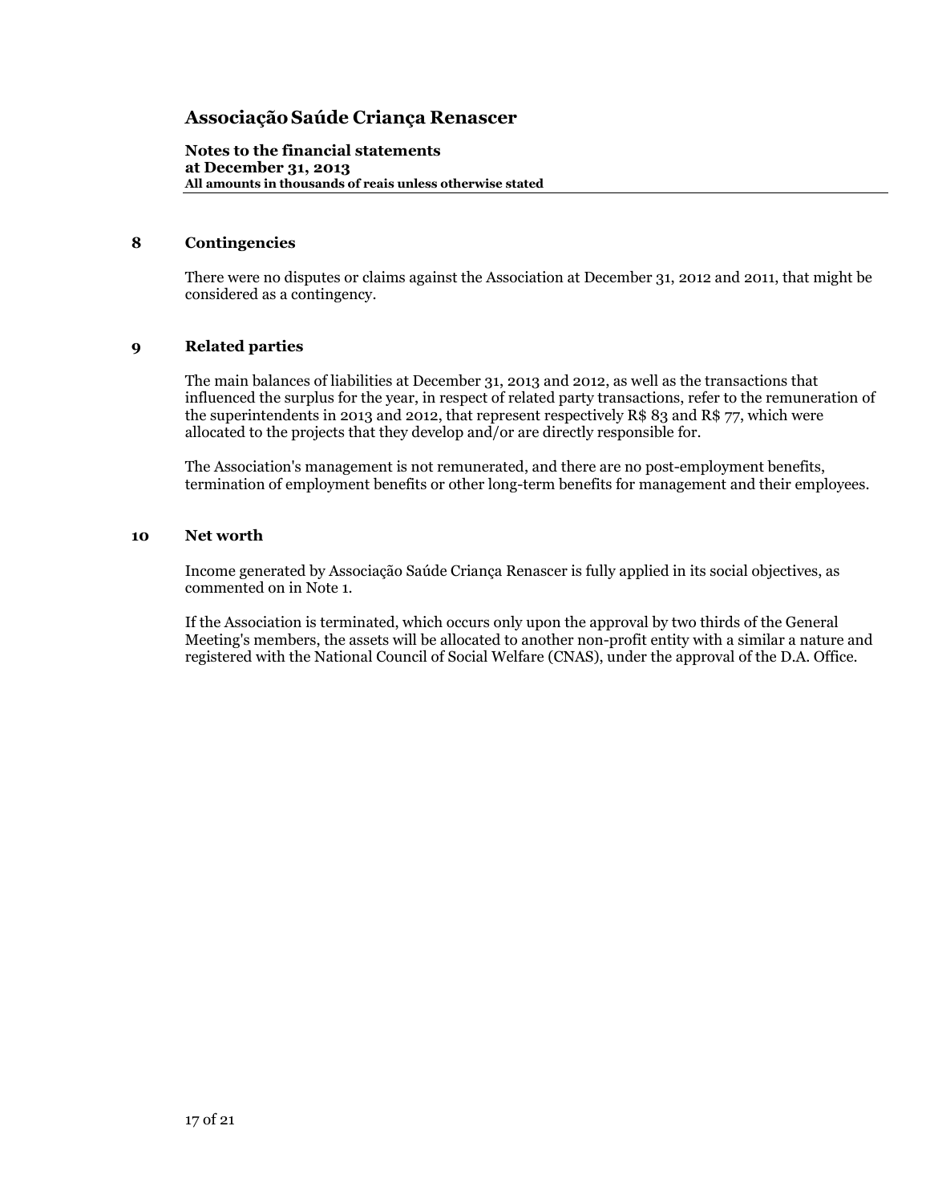## 8 Contingencies

There were no disputes or claims against the Association at December 31, 2012 and 2011, that might be considered as a contingency.

## 9 Related parties

The main balances of liabilities at December 31, 2013 and 2012, as well as the transactions that influenced the surplus for the year, in respect of related party transactions, refer to the remuneration of the superintendents in 2013 and 2012, that represent respectively R$ 83 and R$ 77, which were allocated to the projects that they develop and/or are directly responsible for.

The Association's management is not remunerated, and there are no post-employment benefits, termination of employment benefits or other long-term benefits for management and their employees.

## 10 Net worth

Income generated by Associação Saúde Criança Renascer is fully applied in its social objectives, as commented on in Note 1.

If the Association is terminated, which occurs only upon the approval by two thirds of the General Meeting's members, the assets will be allocated to another non-profit entity with a similar a nature and registered with the National Council of Social Welfare (CNAS), under the approval of the D.A. Office.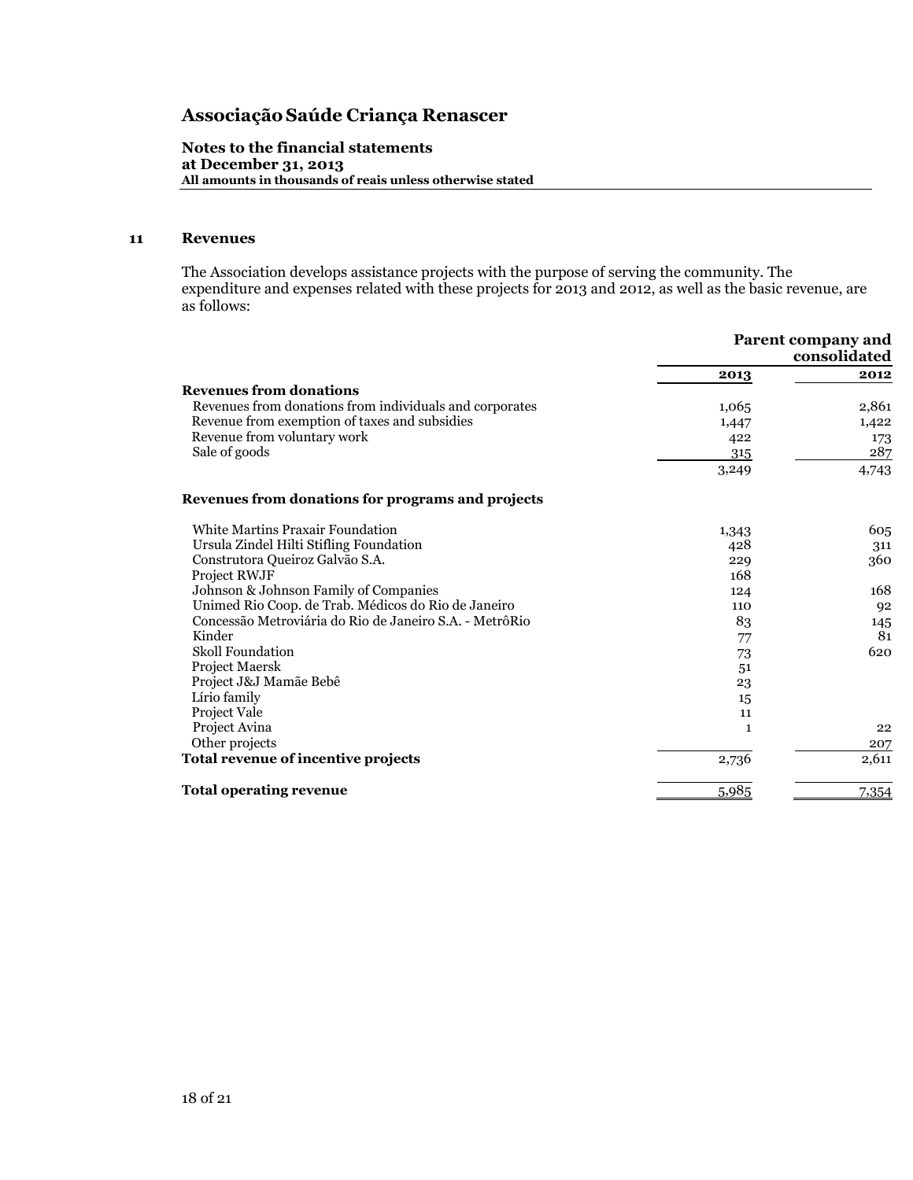## 11 Revenues

The Association develops assistance projects with the purpose of serving the community. The expenditure and expenses related with these projects for 2013 and 2012, as well as the basic revenue, are as follows:

| | Parent company and consolidated | |
|---|---|---|
| | **2013** | **2012** |
| **Revenues from donations** | | |
| Revenues from donations from individuals and corporates | 1,065 | 2,861 |
| Revenue from exemption of taxes and subsidies | 1,447 | 1,422 |
| Revenue from voluntary work | 422 | 173 |
| Sale of goods | 315 | 287 |
| | 3,249 | 4,743 |
| **Revenues from donations for programs and projects** | | |
| White Martins Praxair Foundation | 1,343 | 605 |
| Ursula Zindel Hilti Stifling Foundation | 428 | 311 |
| Construtora Queiroz Galvão S.A. | 229 | 360 |
| Project RWJF | 168 | |
| Johnson & Johnson Family of Companies | 124 | 168 |
| Unimed Rio Coop. de Trab. Médicos do Rio de Janeiro | 110 | 92 |
| Concessão Metroviária do Rio de Janeiro S.A. - MetrôRio | 83 | 145 |
| Kinder | 77 | 81 |
| Skoll Foundation | 73 | 620 |
| Project Maersk | 51 | |
| Project J&J Mamãe Bebê | 23 | |
| Lírio family | 15 | |
| Project Vale | 11 | |
| Project Avina | 1 | 22 |
| Other projects | | 207 |
| **Total revenue of incentive projects** | 2,736 | 2,611 |
| **Total operating revenue** | 5,985 | 7,354 |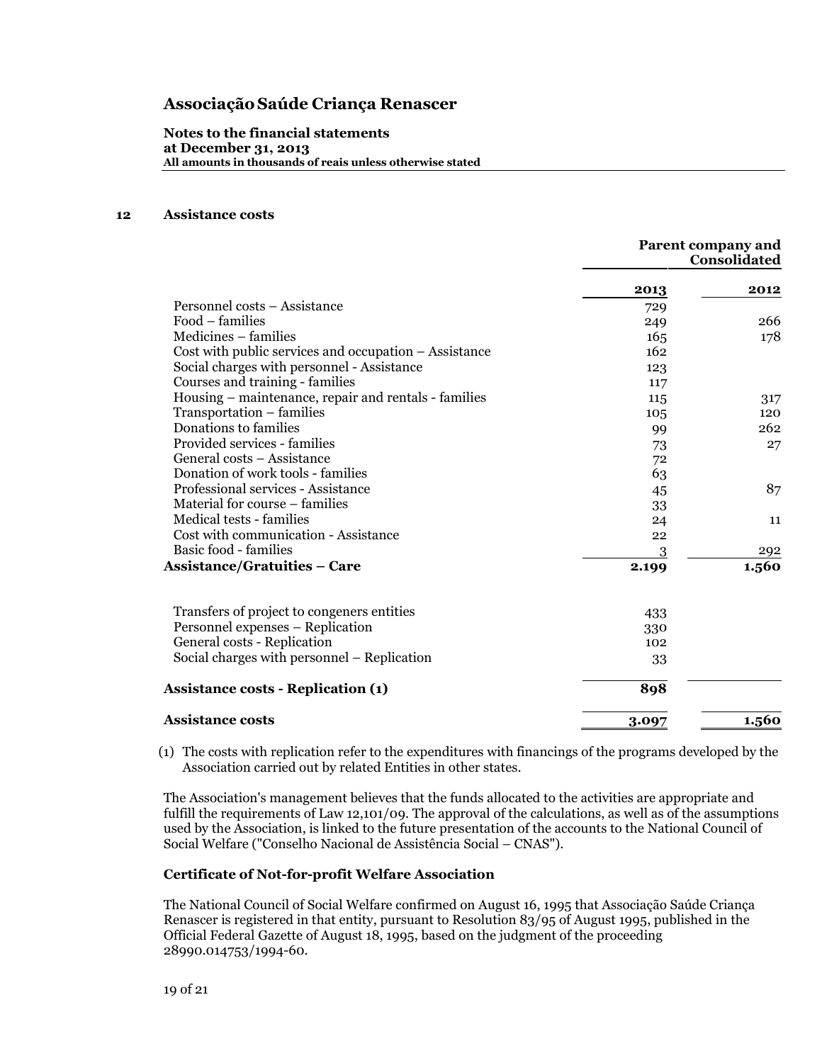# Associação Saúde Criança Renascer

**Notes to the financial statements**
**at December 31, 2013**
**All amounts in thousands of reais unless otherwise stated**

## 12 Assistance costs

| | Parent company and Consolidated | |
|---|---|---|
| | **2013** | **2012** |
| Personnel costs – Assistance | 729 | |
| Food – families | 249 | 266 |
| Medicines – families | 165 | 178 |
| Cost with public services and occupation – Assistance | 162 | |
| Social charges with personnel - Assistance | 123 | |
| Courses and training - families | 117 | |
| Housing – maintenance, repair and rentals - families | 115 | 317 |
| Transportation – families | 105 | 120 |
| Donations to families | 99 | 262 |
| Provided services - families | 73 | 27 |
| General costs – Assistance | 72 | |
| Donation of work tools - families | 63 | |
| Professional services - Assistance | 45 | 87 |
| Material for course – families | 33 | |
| Medical tests - families | 24 | 11 |
| Cost with communication - Assistance | 22 | |
| Basic food - families | 3 | 292 |
| **Assistance/Gratuities – Care** | **2.199** | **1.560** |
| | | |
| Transfers of project to congeners entities | 433 | |
| Personnel expenses – Replication | 330 | |
| General costs - Replication | 102 | |
| Social charges with personnel – Replication | 33 | |
| **Assistance costs - Replication (1)** | **898** | |
| **Assistance costs** | **3.097** | **1.560** |

(1) The costs with replication refer to the expenditures with financings of the programs developed by the Association carried out by related Entities in other states.

The Association's management believes that the funds allocated to the activities are appropriate and fulfill the requirements of Law 12,101/09. The approval of the calculations, as well as of the assumptions used by the Association, is linked to the future presentation of the accounts to the National Council of Social Welfare ("Conselho Nacional de Assistência Social – CNAS").

### Certificate of Not-for-profit Welfare Association

The National Council of Social Welfare confirmed on August 16, 1995 that Associação Saúde Criança Renascer is registered in that entity, pursuant to Resolution 83/95 of August 1995, published in the Official Federal Gazette of August 18, 1995, based on the judgment of the proceeding 28990.014753/1994-60.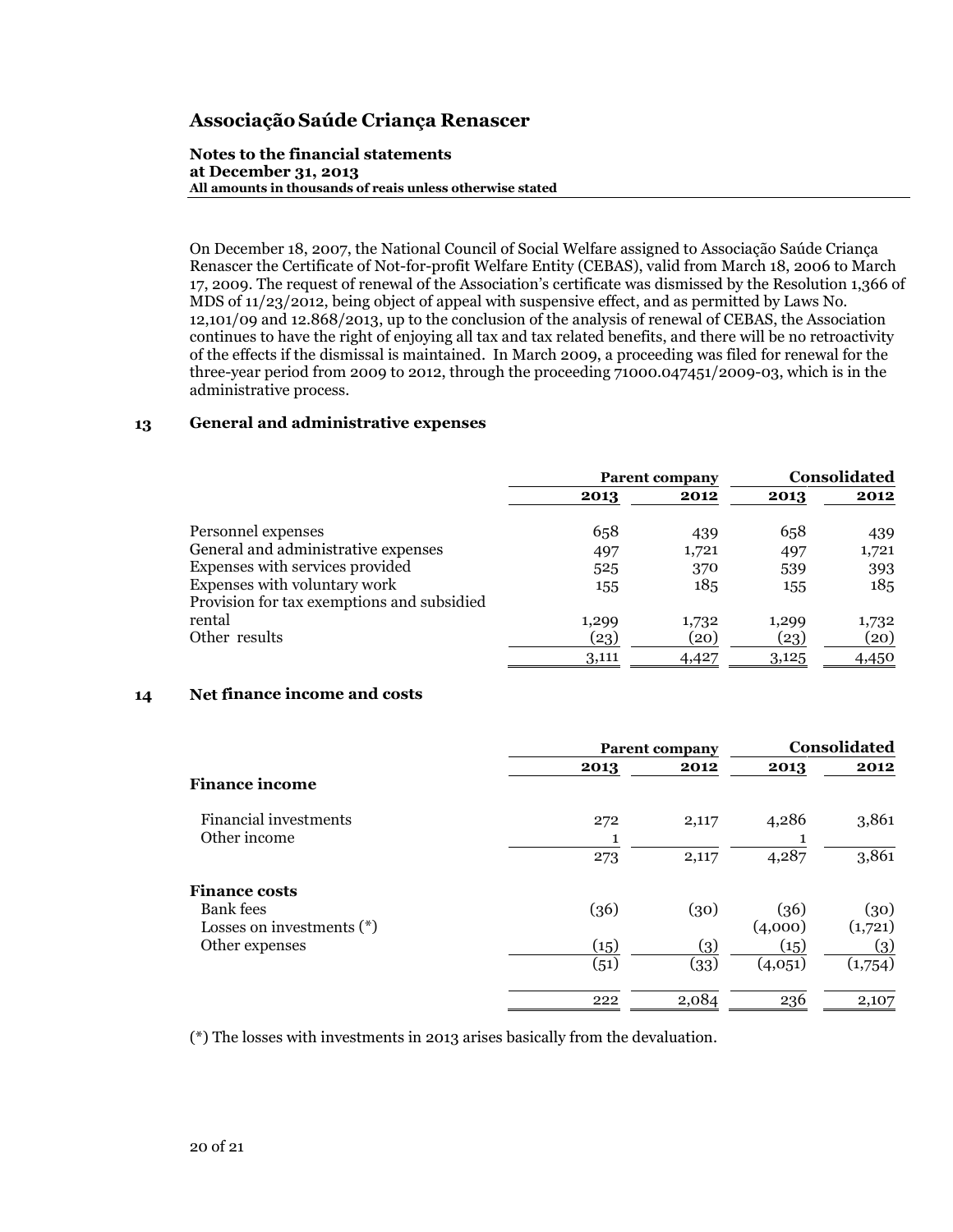On December 18, 2007, the National Council of Social Welfare assigned to Associação Saúde Criança Renascer the Certificate of Not-for-profit Welfare Entity (CEBAS), valid from March 18, 2006 to March 17, 2009. The request of renewal of the Association's certificate was dismissed by the Resolution 1,366 of MDS of 11/23/2012, being object of appeal with suspensive effect, and as permitted by Laws No. 12,101/09 and 12.868/2013, up to the conclusion of the analysis of renewal of CEBAS, the Association continues to have the right of enjoying all tax and tax related benefits, and there will be no retroactivity of the effects if the dismissal is maintained. In March 2009, a proceeding was filed for renewal for the three-year period from 2009 to 2012, through the proceeding 71000.047451/2009-03, which is in the administrative process.

## 13 General and administrative expenses

| | Parent company | | Consolidated | |
|---|---|---|---|---|
| | 2013 | 2012 | 2013 | 2012 |
| Personnel expenses | 658 | 439 | 658 | 439 |
| General and administrative expenses | 497 | 1,721 | 497 | 1,721 |
| Expenses with services provided | 525 | 370 | 539 | 393 |
| Expenses with voluntary work | 155 | 185 | 155 | 185 |
| Provision for tax exemptions and subsidied rental | 1,299 | 1,732 | 1,299 | 1,732 |
| Other results | (23) | (20) | (23) | (20) |
| | 3,111 | 4,427 | 3,125 | 4,450 |

## 14 Net finance income and costs

| | Parent company | | Consolidated | |
|---|---|---|---|---|
| | 2013 | 2012 | 2013 | 2012 |
| **Finance income** | | | | |
| Financial investments | 272 | 2,117 | 4,286 | 3,861 |
| Other income | 1 | | 1 | |
| | 273 | 2,117 | 4,287 | 3,861 |
| **Finance costs** | | | | |
| Bank fees | (36) | (30) | (36) | (30) |
| Losses on investments (*) | | | (4,000) | (1,721) |
| Other expenses | (15) | (3) | (15) | (3) |
| | (51) | (33) | (4,051) | (1,754) |
| | 222 | 2,084 | 236 | 2,107 |

(*) The losses with investments in 2013 arises basically from the devaluation.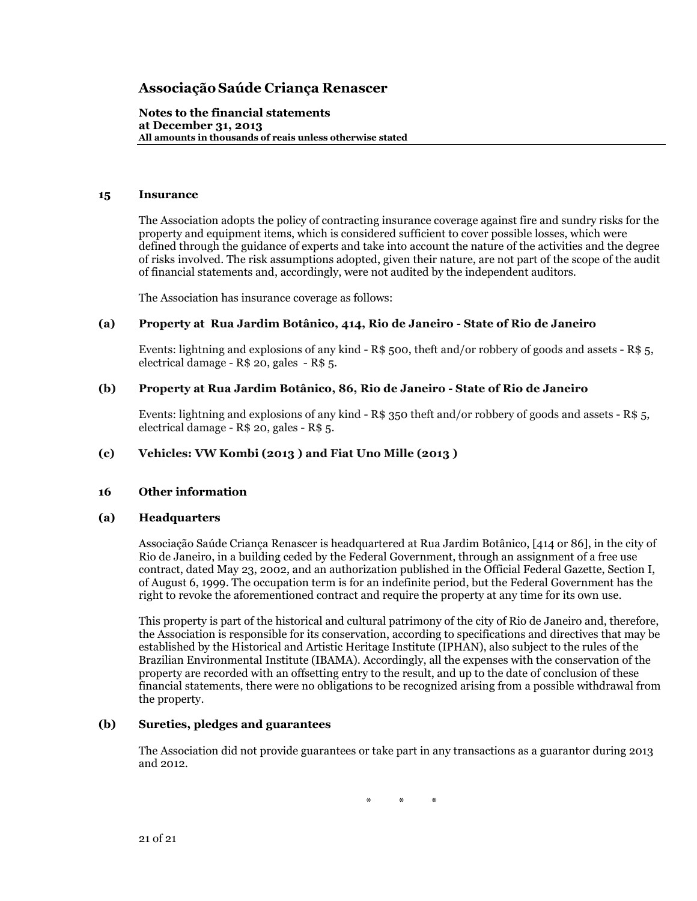### 15 Insurance

The Association adopts the policy of contracting insurance coverage against fire and sundry risks for the property and equipment items, which is considered sufficient to cover possible losses, which were defined through the guidance of experts and take into account the nature of the activities and the degree of risks involved. The risk assumptions adopted, given their nature, are not part of the scope of the audit of financial statements and, accordingly, were not audited by the independent auditors.

The Association has insurance coverage as follows:

#### (a) Property at Rua Jardim Botânico, 414, Rio de Janeiro - State of Rio de Janeiro

Events: lightning and explosions of any kind - R$ 500, theft and/or robbery of goods and assets - R$ 5, electrical damage - R$ 20, gales - R$ 5.

#### (b) Property at Rua Jardim Botânico, 86, Rio de Janeiro - State of Rio de Janeiro

Events: lightning and explosions of any kind - R$ 350 theft and/or robbery of goods and assets - R$ 5, electrical damage - R$ 20, gales - R$ 5.

#### (c) Vehicles: VW Kombi (2013 ) and Fiat Uno Mille (2013 )

### 16 Other information

#### (a) Headquarters

Associação Saúde Criança Renascer is headquartered at Rua Jardim Botânico, [414 or 86], in the city of Rio de Janeiro, in a building ceded by the Federal Government, through an assignment of a free use contract, dated May 23, 2002, and an authorization published in the Official Federal Gazette, Section I, of August 6, 1999. The occupation term is for an indefinite period, but the Federal Government has the right to revoke the aforementioned contract and require the property at any time for its own use.

This property is part of the historical and cultural patrimony of the city of Rio de Janeiro and, therefore, the Association is responsible for its conservation, according to specifications and directives that may be established by the Historical and Artistic Heritage Institute (IPHAN), also subject to the rules of the Brazilian Environmental Institute (IBAMA). Accordingly, all the expenses with the conservation of the property are recorded with an offsetting entry to the result, and up to the date of conclusion of these financial statements, there were no obligations to be recognized arising from a possible withdrawal from the property.

#### (b) Sureties, pledges and guarantees

The Association did not provide guarantees or take part in any transactions as a guarantor during 2013 and 2012.

\* \* \*